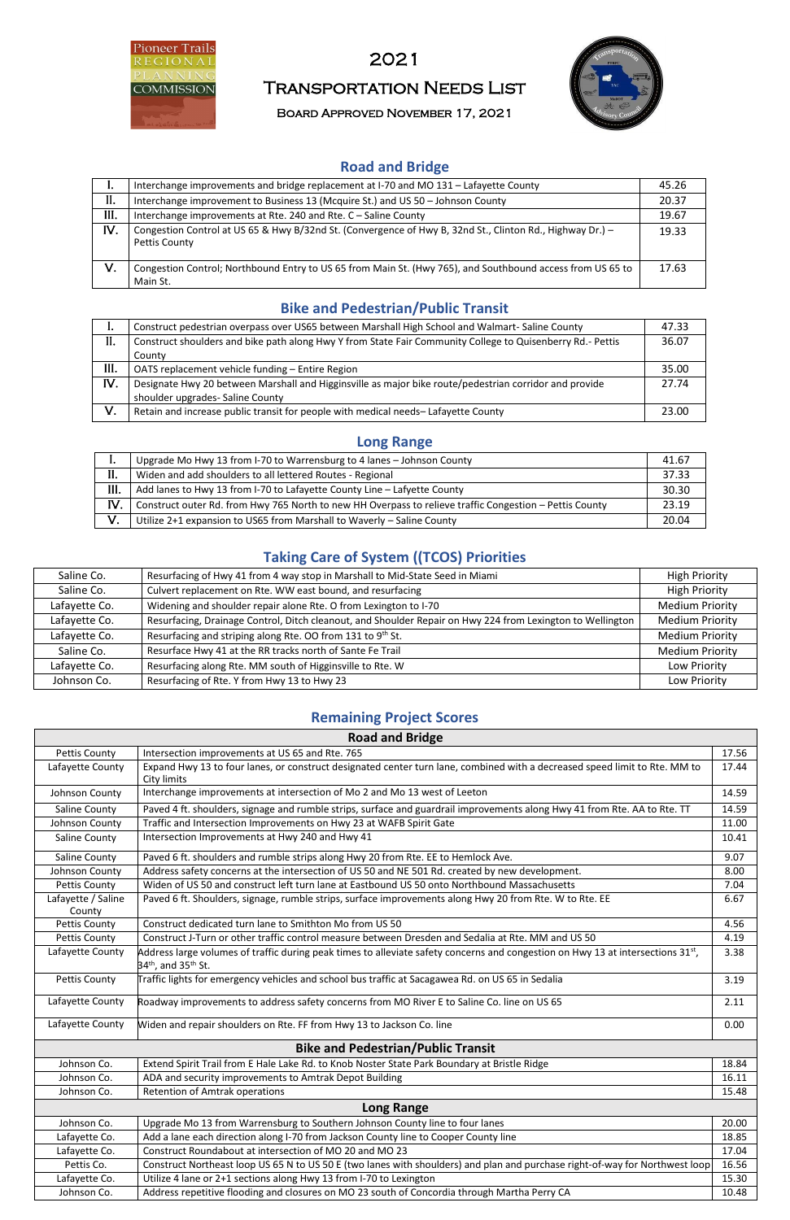# 2021

# Transportation Needs List

### Board Approved November 17, 2021

## Road and Bridge

| | | |
|---|---|---|
| I. | Interchange improvements and bridge replacement at I-70 and MO 131 – Lafayette County | 45.26 |
| II. | Interchange improvement to Business 13 (Mcquire St.) and US 50 – Johnson County | 20.37 |
| III. | Interchange improvements at Rte. 240 and Rte. C – Saline County | 19.67 |
| IV. | Congestion Control at US 65 & Hwy B/32nd St. (Convergence of Hwy B, 32nd St., Clinton Rd., Highway Dr.) – Pettis County | 19.33 |
| V. | Congestion Control; Northbound Entry to US 65 from Main St. (Hwy 765), and Southbound access from US 65 to Main St. | 17.63 |

## Bike and Pedestrian/Public Transit

| | | |
|---|---|---|
| I. | Construct pedestrian overpass over US65 between Marshall High School and Walmart- Saline County | 47.33 |
| II. | Construct shoulders and bike path along Hwy Y from State Fair Community College to Quisenberry Rd.- Pettis County | 36.07 |
| III. | OATS replacement vehicle funding – Entire Region | 35.00 |
| IV. | Designate Hwy 20 between Marshall and Higginsville as major bike route/pedestrian corridor and provide shoulder upgrades- Saline County | 27.74 |
| V. | Retain and increase public transit for people with medical needs– Lafayette County | 23.00 |

## Long Range

| | | |
|---|---|---|
| I. | Upgrade Mo Hwy 13 from I-70 to Warrensburg to 4 lanes – Johnson County | 41.67 |
| II. | Widen and add shoulders to all lettered Routes - Regional | 37.33 |
| III. | Add lanes to Hwy 13 from I-70 to Lafayette County Line – Lafyette County | 30.30 |
| IV. | Construct outer Rd. from Hwy 765 North to new HH Overpass to relieve traffic Congestion – Pettis County | 23.19 |
| V. | Utilize 2+1 expansion to US65 from Marshall to Waverly – Saline County | 20.04 |

## Taking Care of System ((TCOS) Priorities

| | | |
|---|---|---|
| Saline Co. | Resurfacing of Hwy 41 from 4 way stop in Marshall to Mid-State Seed in Miami | High Priority |
| Saline Co. | Culvert replacement on Rte. WW east bound, and resurfacing | High Priority |
| Lafayette Co. | Widening and shoulder repair alone Rte. O from Lexington to I-70 | Medium Priority |
| Lafayette Co. | Resurfacing, Drainage Control, Ditch cleanout, and Shoulder Repair on Hwy 224 from Lexington to Wellington | Medium Priority |
| Lafayette Co. | Resurfacing and striping along Rte. OO from 131 to 9th St. | Medium Priority |
| Saline Co. | Resurface Hwy 41 at the RR tracks north of Sante Fe Trail | Medium Priority |
| Lafayette Co. | Resurfacing along Rte. MM south of Higginsville to Rte. W | Low Priority |
| Johnson Co. | Resurfacing of Rte. Y from Hwy 13 to Hwy 23 | Low Priority |

## Remaining Project Scores

| Road and Bridge | | |
|---|---|---|
| Pettis County | Intersection improvements at US 65 and Rte. 765 | 17.56 |
| Lafayette County | Expand Hwy 13 to four lanes, or construct designated center turn lane, combined with a decreased speed limit to Rte. MM to City limits | 17.44 |
| Johnson County | Interchange improvements at intersection of Mo 2 and Mo 13 west of Leeton | 14.59 |
| Saline County | Paved 4 ft. shoulders, signage and rumble strips, surface and guardrail improvements along Hwy 41 from Rte. AA to Rte. TT | 14.59 |
| Johnson County | Traffic and Intersection Improvements on Hwy 23 at WAFB Spirit Gate | 11.00 |
| Saline County | Intersection Improvements at Hwy 240 and Hwy 41 | 10.41 |
| Saline County | Paved 6 ft. shoulders and rumble strips along Hwy 20 from Rte. EE to Hemlock Ave. | 9.07 |
| Johnson County | Address safety concerns at the intersection of US 50 and NE 501 Rd. created by new development. | 8.00 |
| Pettis County | Widen of US 50 and construct left turn lane at Eastbound US 50 onto Northbound Massachusetts | 7.04 |
| Lafayette / Saline County | Paved 6 ft. Shoulders, signage, rumble strips, surface improvements along Hwy 20 from Rte. W to Rte. EE | 6.67 |
| Pettis County | Construct dedicated turn lane to Smithton Mo from US 50 | 4.56 |
| Pettis County | Construct J-Turn or other traffic control measure between Dresden and Sedalia at Rte. MM and US 50 | 4.19 |
| Lafayette County | Address large volumes of traffic during peak times to alleviate safety concerns and congestion on Hwy 13 at intersections 31st, 34th, and 35th St. | 3.38 |
| Pettis County | Traffic lights for emergency vehicles and school bus traffic at Sacagawea Rd. on US 65 in Sedalia | 3.19 |
| Lafayette County | Roadway improvements to address safety concerns from MO River E to Saline Co. line on US 65 | 2.11 |
| Lafayette County | Widen and repair shoulders on Rte. FF from Hwy 13 to Jackson Co. line | 0.00 |
| **Bike and Pedestrian/Public Transit** | | |
| Johnson Co. | Extend Spirit Trail from E Hale Lake Rd. to Knob Noster State Park Boundary at Bristle Ridge | 18.84 |
| Johnson Co. | ADA and security improvements to Amtrak Depot Building | 16.11 |
| Johnson Co. | Retention of Amtrak operations | 15.48 |
| **Long Range** | | |
| Johnson Co. | Upgrade Mo 13 from Warrensburg to Southern Johnson County line to four lanes | 20.00 |
| Lafayette Co. | Add a lane each direction along I-70 from Jackson County line to Cooper County line | 18.85 |
| Lafayette Co. | Construct Roundabout at intersection of MO 20 and MO 23 | 17.04 |
| Pettis Co. | Construct Northeast loop US 65 N to US 50 E (two lanes with shoulders) and plan and purchase right-of-way for Northwest loop | 16.56 |
| Lafayette Co. | Utilize 4 lane or 2+1 sections along Hwy 13 from I-70 to Lexington | 15.30 |
| Johnson Co. | Address repetitive flooding and closures on MO 23 south of Concordia through Martha Perry CA | 10.48 |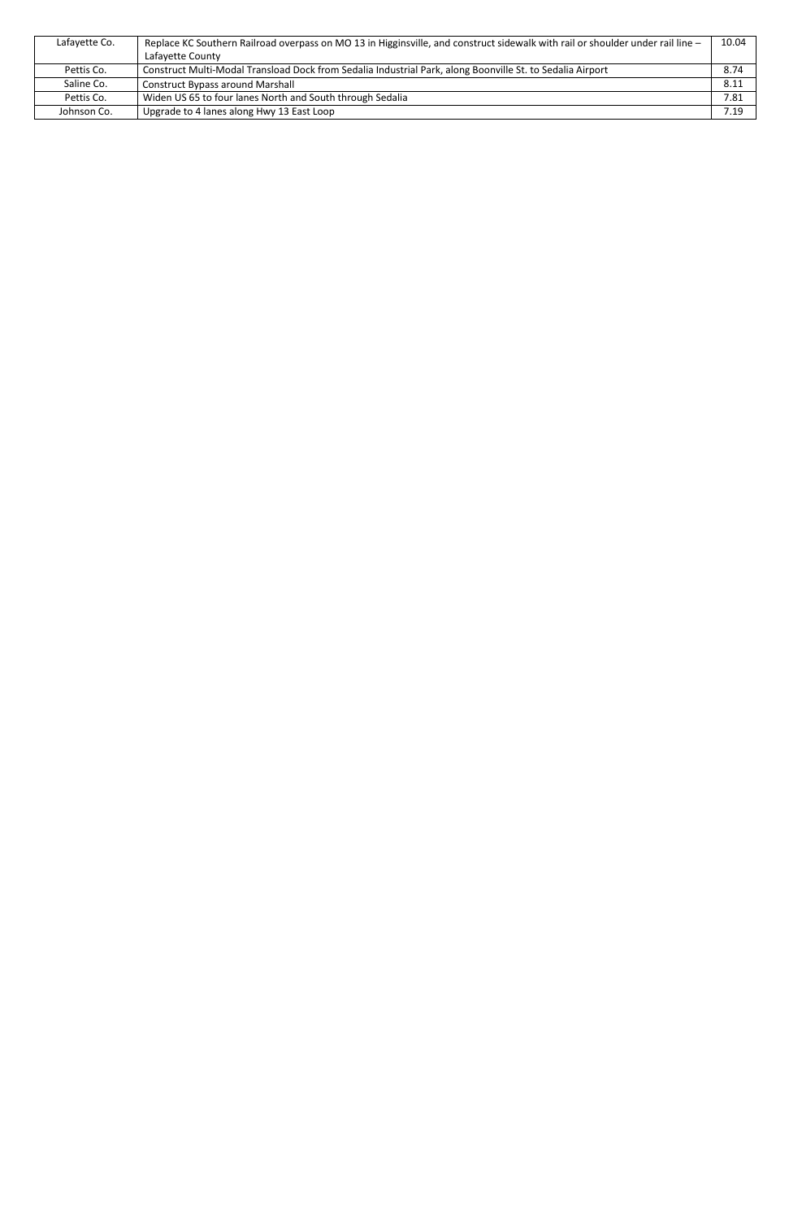| | | |
|---|---|---|
| Lafayette Co. | Replace KC Southern Railroad overpass on MO 13 in Higginsville, and construct sidewalk with rail or shoulder under rail line – Lafayette County | 10.04 |
| Pettis Co. | Construct Multi-Modal Transload Dock from Sedalia Industrial Park, along Boonville St. to Sedalia Airport | 8.74 |
| Saline Co. | Construct Bypass around Marshall | 8.11 |
| Pettis Co. | Widen US 65 to four lanes North and South through Sedalia | 7.81 |
| Johnson Co. | Upgrade to 4 lanes along Hwy 13 East Loop | 7.19 |